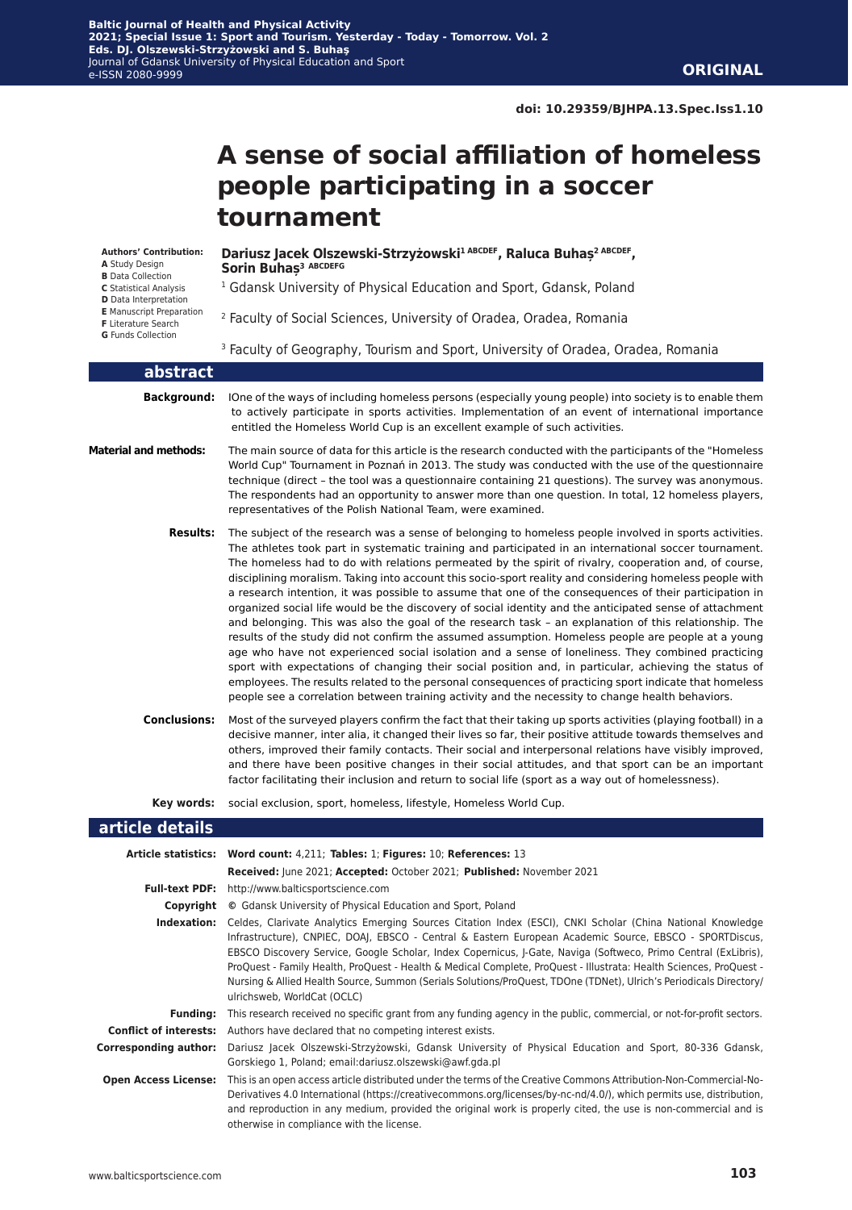**ORIGINAL**

doi: 10.29359/BJHPA.13.Spec.Iss1.10

# A sense of social affiliation of homeless people participating in a soccer tournament

**Authors' Contribution:**
**A** Study Design
**B** Data Collection
**C** Statistical Analysis
**D** Data Interpretation
**E** Manuscript Preparation
**F** Literature Search
**G** Funds Collection

**Dariusz Jacek Olszewski-Strzyżowski[1 ABCDEF], Raluca Buhaş[2 ABCDEF], Sorin Buhaş[3 ABCDEFG]**

[1] Gdansk University of Physical Education and Sport, Gdansk, Poland

[2] Faculty of Social Sciences, University of Oradea, Oradea, Romania

[3] Faculty of Geography, Tourism and Sport, University of Oradea, Oradea, Romania

## abstract

**Background:** IOne of the ways of including homeless persons (especially young people) into society is to enable them to actively participate in sports activities. Implementation of an event of international importance entitled the Homeless World Cup is an excellent example of such activities.

**Material and methods:** The main source of data for this article is the research conducted with the participants of the "Homeless World Cup" Tournament in Poznań in 2013. The study was conducted with the use of the questionnaire technique (direct – the tool was a questionnaire containing 21 questions). The survey was anonymous. The respondents had an opportunity to answer more than one question. In total, 12 homeless players, representatives of the Polish National Team, were examined.

**Results:** The subject of the research was a sense of belonging to homeless people involved in sports activities. The athletes took part in systematic training and participated in an international soccer tournament. The homeless had to do with relations permeated by the spirit of rivalry, cooperation and, of course, disciplining moralism. Taking into account this socio-sport reality and considering homeless people with a research intention, it was possible to assume that one of the consequences of their participation in organized social life would be the discovery of social identity and the anticipated sense of attachment and belonging. This was also the goal of the research task – an explanation of this relationship. The results of the study did not confirm the assumed assumption. Homeless people are people at a young age who have not experienced social isolation and a sense of loneliness. They combined practicing sport with expectations of changing their social position and, in particular, achieving the status of employees. The results related to the personal consequences of practicing sport indicate that homeless people see a correlation between training activity and the necessity to change health behaviors.

**Conclusions:** Most of the surveyed players confirm the fact that their taking up sports activities (playing football) in a decisive manner, inter alia, it changed their lives so far, their positive attitude towards themselves and others, improved their family contacts. Their social and interpersonal relations have visibly improved, and there have been positive changes in their social attitudes, and that sport can be an important factor facilitating their inclusion and return to social life (sport as a way out of homelessness).

**Key words:** social exclusion, sport, homeless, lifestyle, Homeless World Cup.

## article details

**Article statistics:** **Word count:** 4,211; **Tables:** 1; **Figures:** 10; **References:** 13

**Received:** June 2021; **Accepted:** October 2021; **Published:** November 2021

**Full-text PDF:** http://www.balticsportscience.com

**Copyright** © Gdansk University of Physical Education and Sport, Poland

**Indexation:** Celdes, Clarivate Analytics Emerging Sources Citation Index (ESCI), CNKI Scholar (China National Knowledge Infrastructure), CNPIEC, DOAJ, EBSCO - Central & Eastern European Academic Source, EBSCO - SPORTDiscus, EBSCO Discovery Service, Google Scholar, Index Copernicus, J-Gate, Naviga (Softweco, Primo Central (ExLibris), ProQuest - Family Health, ProQuest - Health & Medical Complete, ProQuest - Illustrata: Health Sciences, ProQuest - Nursing & Allied Health Source, Summon (Serials Solutions/ProQuest, TDOne (TDNet), Ulrich's Periodicals Directory/ulrichsweb, WorldCat (OCLC)

**Funding:** This research received no specific grant from any funding agency in the public, commercial, or not-for-profit sectors.

**Conflict of interests:** Authors have declared that no competing interest exists.

**Corresponding author:** Dariusz Jacek Olszewski-Strzyżowski, Gdansk University of Physical Education and Sport, 80-336 Gdansk, Gorskiego 1, Poland; email:dariusz.olszewski@awf.gda.pl

**Open Access License:** This is an open access article distributed under the terms of the Creative Commons Attribution-Non-Commercial-No-Derivatives 4.0 International (https://creativecommons.org/licenses/by-nc-nd/4.0/), which permits use, distribution, and reproduction in any medium, provided the original work is properly cited, the use is non-commercial and is otherwise in compliance with the license.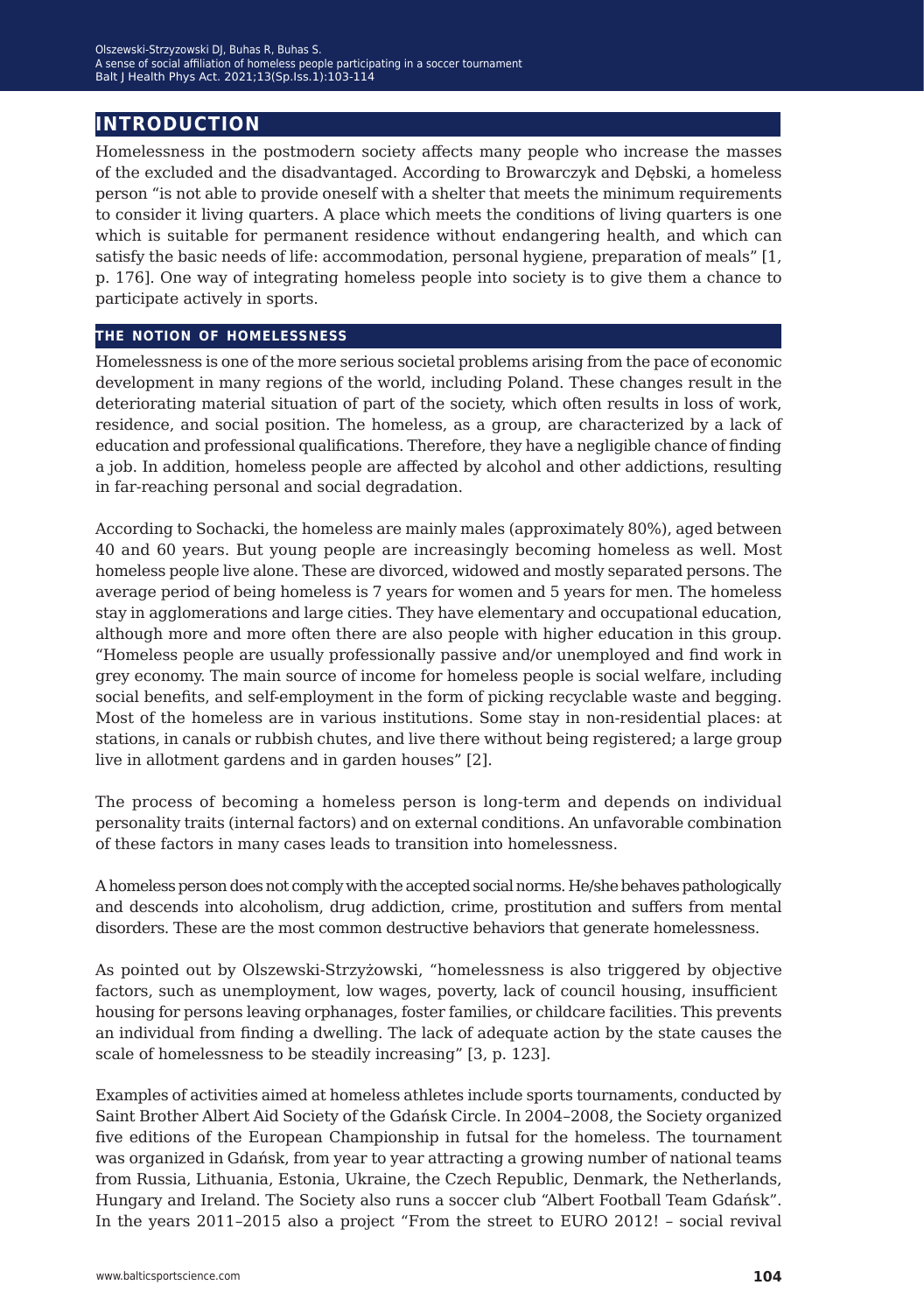## INTRODUCTION

Homelessness in the postmodern society affects many people who increase the masses of the excluded and the disadvantaged. According to Browarczyk and Dębski, a homeless person "is not able to provide oneself with a shelter that meets the minimum requirements to consider it living quarters. A place which meets the conditions of living quarters is one which is suitable for permanent residence without endangering health, and which can satisfy the basic needs of life: accommodation, personal hygiene, preparation of meals" [1, p. 176]. One way of integrating homeless people into society is to give them a chance to participate actively in sports.

### THE NOTION OF HOMELESSNESS

Homelessness is one of the more serious societal problems arising from the pace of economic development in many regions of the world, including Poland. These changes result in the deteriorating material situation of part of the society, which often results in loss of work, residence, and social position. The homeless, as a group, are characterized by a lack of education and professional qualifications. Therefore, they have a negligible chance of finding a job. In addition, homeless people are affected by alcohol and other addictions, resulting in far-reaching personal and social degradation.

According to Sochacki, the homeless are mainly males (approximately 80%), aged between 40 and 60 years. But young people are increasingly becoming homeless as well. Most homeless people live alone. These are divorced, widowed and mostly separated persons. The average period of being homeless is 7 years for women and 5 years for men. The homeless stay in agglomerations and large cities. They have elementary and occupational education, although more and more often there are also people with higher education in this group. "Homeless people are usually professionally passive and/or unemployed and find work in grey economy. The main source of income for homeless people is social welfare, including social benefits, and self-employment in the form of picking recyclable waste and begging. Most of the homeless are in various institutions. Some stay in non-residential places: at stations, in canals or rubbish chutes, and live there without being registered; a large group live in allotment gardens and in garden houses" [2].

The process of becoming a homeless person is long-term and depends on individual personality traits (internal factors) and on external conditions. An unfavorable combination of these factors in many cases leads to transition into homelessness.

A homeless person does not comply with the accepted social norms. He/she behaves pathologically and descends into alcoholism, drug addiction, crime, prostitution and suffers from mental disorders. These are the most common destructive behaviors that generate homelessness.

As pointed out by Olszewski-Strzyżowski, "homelessness is also triggered by objective factors, such as unemployment, low wages, poverty, lack of council housing, insufficient housing for persons leaving orphanages, foster families, or childcare facilities. This prevents an individual from finding a dwelling. The lack of adequate action by the state causes the scale of homelessness to be steadily increasing" [3, p. 123].

Examples of activities aimed at homeless athletes include sports tournaments, conducted by Saint Brother Albert Aid Society of the Gdańsk Circle. In 2004–2008, the Society organized five editions of the European Championship in futsal for the homeless. The tournament was organized in Gdańsk, from year to year attracting a growing number of national teams from Russia, Lithuania, Estonia, Ukraine, the Czech Republic, Denmark, the Netherlands, Hungary and Ireland. The Society also runs a soccer club "Albert Football Team Gdańsk". In the years 2011–2015 also a project "From the street to EURO 2012! – social revival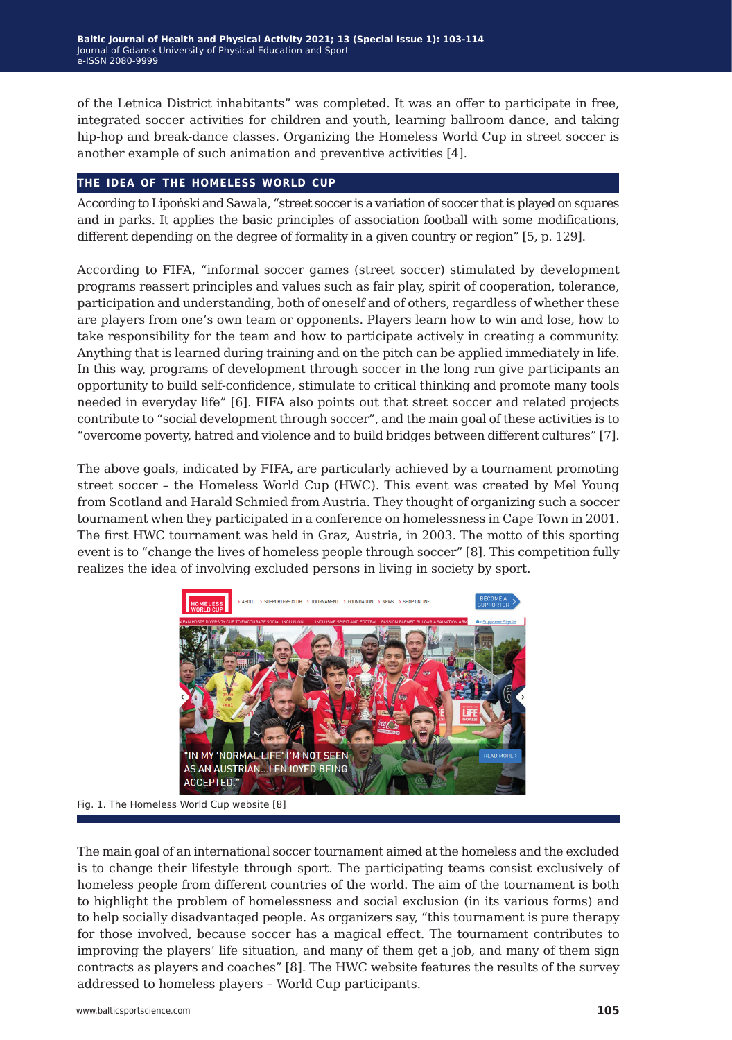of the Letnica District inhabitants" was completed. It was an offer to participate in free, integrated soccer activities for children and youth, learning ballroom dance, and taking hip-hop and break-dance classes. Organizing the Homeless World Cup in street soccer is another example of such animation and preventive activities [4].

## THE IDEA OF THE HOMELESS WORLD CUP

According to Lipoński and Sawala, "street soccer is a variation of soccer that is played on squares and in parks. It applies the basic principles of association football with some modifications, different depending on the degree of formality in a given country or region" [5, p. 129].

According to FIFA, "informal soccer games (street soccer) stimulated by development programs reassert principles and values such as fair play, spirit of cooperation, tolerance, participation and understanding, both of oneself and of others, regardless of whether these are players from one's own team or opponents. Players learn how to win and lose, how to take responsibility for the team and how to participate actively in creating a community. Anything that is learned during training and on the pitch can be applied immediately in life. In this way, programs of development through soccer in the long run give participants an opportunity to build self-confidence, stimulate to critical thinking and promote many tools needed in everyday life" [6]. FIFA also points out that street soccer and related projects contribute to "social development through soccer", and the main goal of these activities is to "overcome poverty, hatred and violence and to build bridges between different cultures" [7].

The above goals, indicated by FIFA, are particularly achieved by a tournament promoting street soccer – the Homeless World Cup (HWC). This event was created by Mel Young from Scotland and Harald Schmied from Austria. They thought of organizing such a soccer tournament when they participated in a conference on homelessness in Cape Town in 2001. The first HWC tournament was held in Graz, Austria, in 2003. The motto of this sporting event is to "change the lives of homeless people through soccer" [8]. This competition fully realizes the idea of involving excluded persons in living in society by sport.

Fig. 1. The Homeless World Cup website [8]

The main goal of an international soccer tournament aimed at the homeless and the excluded is to change their lifestyle through sport. The participating teams consist exclusively of homeless people from different countries of the world. The aim of the tournament is both to highlight the problem of homelessness and social exclusion (in its various forms) and to help socially disadvantaged people. As organizers say, "this tournament is pure therapy for those involved, because soccer has a magical effect. The tournament contributes to improving the players' life situation, and many of them get a job, and many of them sign contracts as players and coaches" [8]. The HWC website features the results of the survey addressed to homeless players – World Cup participants.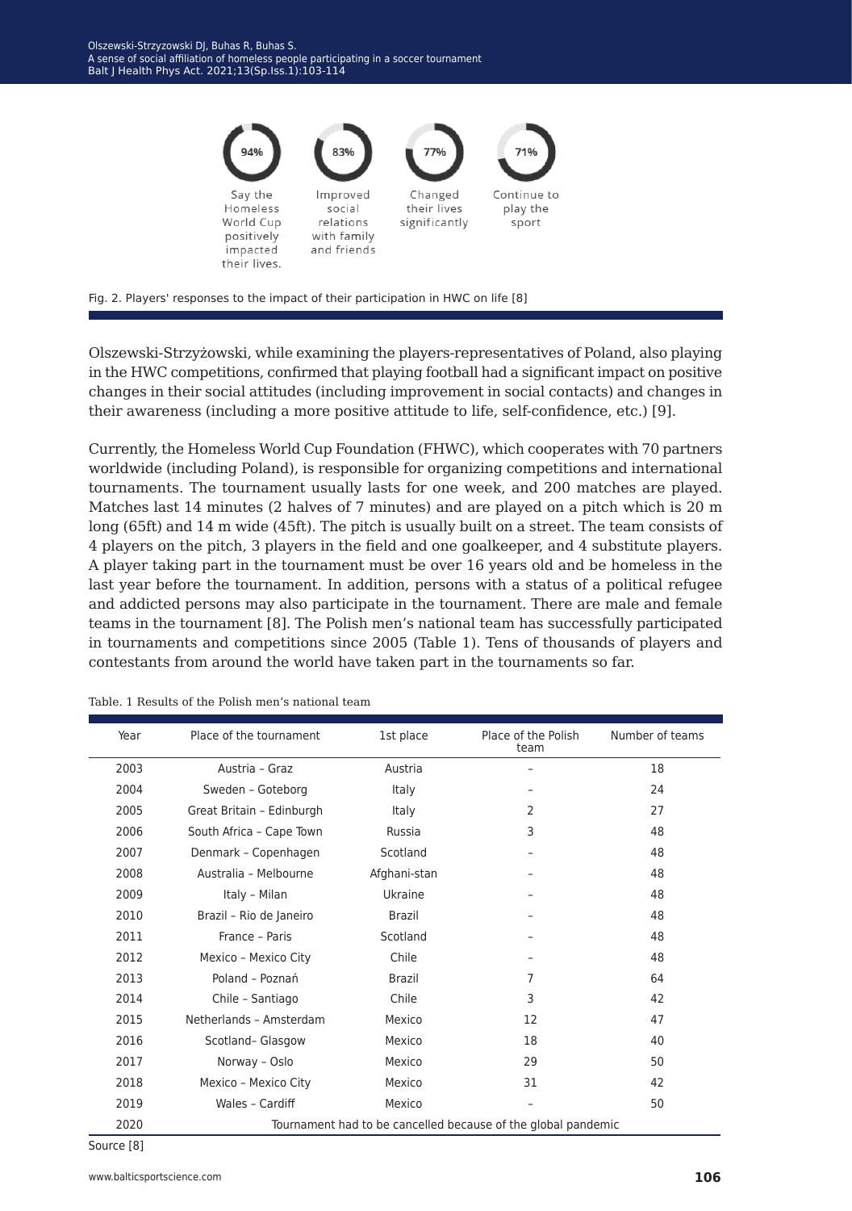94%

Say the Homeless World Cup positively impacted their lives.

83%

Improved social relations with family and friends

77%

Changed their lives significantly

71%

Continue to play the sport

Fig. 2. Players' responses to the impact of their participation in HWC on life [8]

Olszewski-Strzyżowski, while examining the players-representatives of Poland, also playing in the HWC competitions, confirmed that playing football had a significant impact on positive changes in their social attitudes (including improvement in social contacts) and changes in their awareness (including a more positive attitude to life, self-confidence, etc.) [9].

Currently, the Homeless World Cup Foundation (FHWC), which cooperates with 70 partners worldwide (including Poland), is responsible for organizing competitions and international tournaments. The tournament usually lasts for one week, and 200 matches are played. Matches last 14 minutes (2 halves of 7 minutes) and are played on a pitch which is 20 m long (65ft) and 14 m wide (45ft). The pitch is usually built on a street. The team consists of 4 players on the pitch, 3 players in the field and one goalkeeper, and 4 substitute players. A player taking part in the tournament must be over 16 years old and be homeless in the last year before the tournament. In addition, persons with a status of a political refugee and addicted persons may also participate in the tournament. There are male and female teams in the tournament [8]. The Polish men's national team has successfully participated in tournaments and competitions since 2005 (Table 1). Tens of thousands of players and contestants from around the world have taken part in the tournaments so far.

Table. 1 Results of the Polish men's national team

| Year | Place of the tournament | 1st place | Place of the Polish team | Number of teams |
|---|---|---|---|---|
| 2003 | Austria – Graz | Austria | – | 18 |
| 2004 | Sweden – Goteborg | Italy | – | 24 |
| 2005 | Great Britain – Edinburgh | Italy | 2 | 27 |
| 2006 | South Africa – Cape Town | Russia | 3 | 48 |
| 2007 | Denmark – Copenhagen | Scotland | – | 48 |
| 2008 | Australia – Melbourne | Afghani-stan | – | 48 |
| 2009 | Italy – Milan | Ukraine | – | 48 |
| 2010 | Brazil – Rio de Janeiro | Brazil | – | 48 |
| 2011 | France – Paris | Scotland | – | 48 |
| 2012 | Mexico – Mexico City | Chile | – | 48 |
| 2013 | Poland – Poznań | Brazil | 7 | 64 |
| 2014 | Chile – Santiago | Chile | 3 | 42 |
| 2015 | Netherlands – Amsterdam | Mexico | 12 | 47 |
| 2016 | Scotland– Glasgow | Mexico | 18 | 40 |
| 2017 | Norway – Oslo | Mexico | 29 | 50 |
| 2018 | Mexico – Mexico City | Mexico | 31 | 42 |
| 2019 | Wales – Cardiff | Mexico | – | 50 |
| 2020 | Tournament had to be cancelled because of the global pandemic | | | |

Source [8]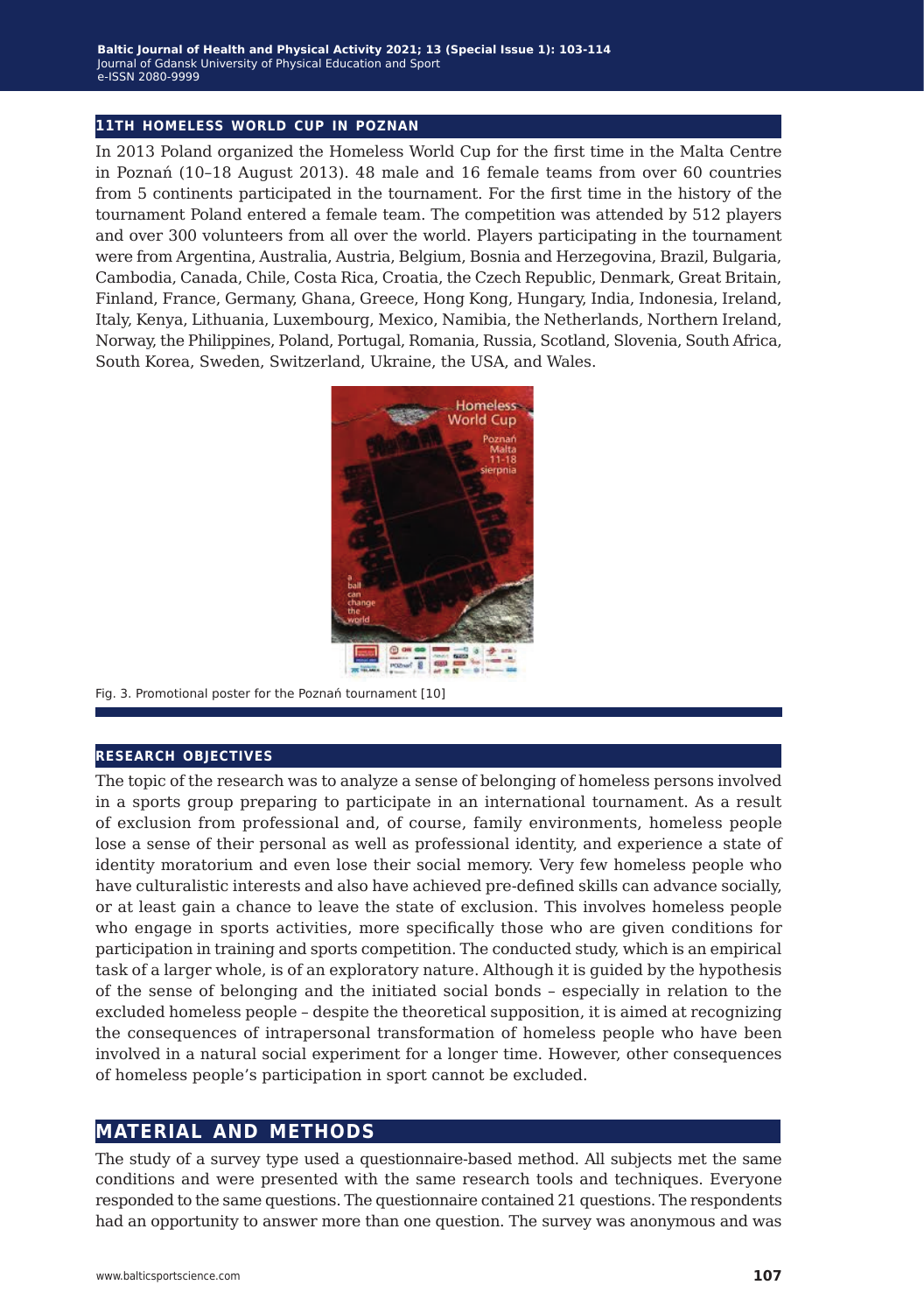## 11TH HOMELESS WORLD CUP IN POZNAN

In 2013 Poland organized the Homeless World Cup for the first time in the Malta Centre in Poznań (10–18 August 2013). 48 male and 16 female teams from over 60 countries from 5 continents participated in the tournament. For the first time in the history of the tournament Poland entered a female team. The competition was attended by 512 players and over 300 volunteers from all over the world. Players participating in the tournament were from Argentina, Australia, Austria, Belgium, Bosnia and Herzegovina, Brazil, Bulgaria, Cambodia, Canada, Chile, Costa Rica, Croatia, the Czech Republic, Denmark, Great Britain, Finland, France, Germany, Ghana, Greece, Hong Kong, Hungary, India, Indonesia, Ireland, Italy, Kenya, Lithuania, Luxembourg, Mexico, Namibia, the Netherlands, Northern Ireland, Norway, the Philippines, Poland, Portugal, Romania, Russia, Scotland, Slovenia, South Africa, South Korea, Sweden, Switzerland, Ukraine, the USA, and Wales.

Fig. 3. Promotional poster for the Poznań tournament [10]

## RESEARCH OBJECTIVES

The topic of the research was to analyze a sense of belonging of homeless persons involved in a sports group preparing to participate in an international tournament. As a result of exclusion from professional and, of course, family environments, homeless people lose a sense of their personal as well as professional identity, and experience a state of identity moratorium and even lose their social memory. Very few homeless people who have culturalistic interests and also have achieved pre-defined skills can advance socially, or at least gain a chance to leave the state of exclusion. This involves homeless people who engage in sports activities, more specifically those who are given conditions for participation in training and sports competition. The conducted study, which is an empirical task of a larger whole, is of an exploratory nature. Although it is guided by the hypothesis of the sense of belonging and the initiated social bonds – especially in relation to the excluded homeless people – despite the theoretical supposition, it is aimed at recognizing the consequences of intrapersonal transformation of homeless people who have been involved in a natural social experiment for a longer time. However, other consequences of homeless people's participation in sport cannot be excluded.

# MATERIAL AND METHODS

The study of a survey type used a questionnaire-based method. All subjects met the same conditions and were presented with the same research tools and techniques. Everyone responded to the same questions. The questionnaire contained 21 questions. The respondents had an opportunity to answer more than one question. The survey was anonymous and was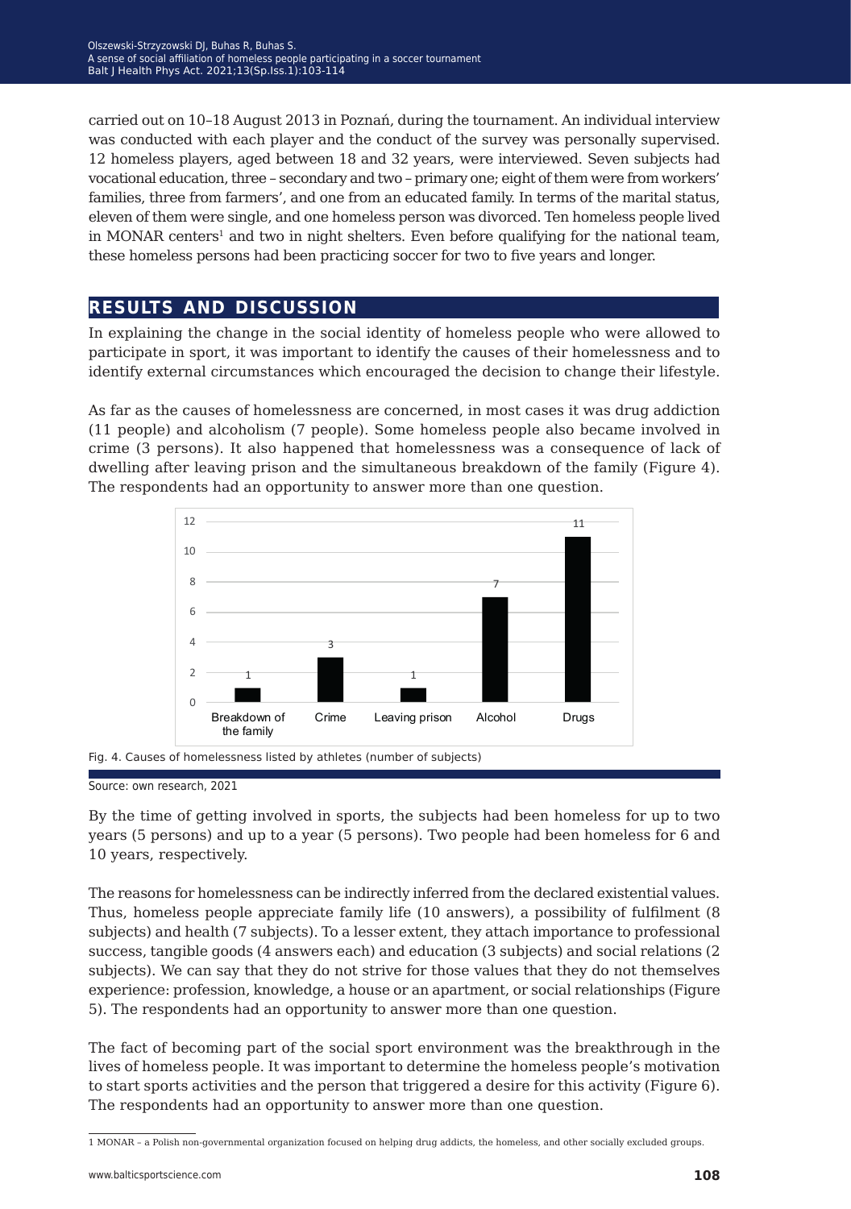carried out on 10–18 August 2013 in Poznań, during the tournament. An individual interview was conducted with each player and the conduct of the survey was personally supervised. 12 homeless players, aged between 18 and 32 years, were interviewed. Seven subjects had vocational education, three – secondary and two – primary one; eight of them were from workers' families, three from farmers', and one from an educated family. In terms of the marital status, eleven of them were single, and one homeless person was divorced. Ten homeless people lived in MONAR centers[1] and two in night shelters. Even before qualifying for the national team, these homeless persons had been practicing soccer for two to five years and longer.

## RESULTS AND DISCUSSION

In explaining the change in the social identity of homeless people who were allowed to participate in sport, it was important to identify the causes of their homelessness and to identify external circumstances which encouraged the decision to change their lifestyle.

As far as the causes of homelessness are concerned, in most cases it was drug addiction (11 people) and alcoholism (7 people). Some homeless people also became involved in crime (3 persons). It also happened that homelessness was a consequence of lack of dwelling after leaving prison and the simultaneous breakdown of the family (Figure 4). The respondents had an opportunity to answer more than one question.

| Cause | Number of subjects |
|---|---|
| Breakdown of the family | 1 |
| Crime | 3 |
| Leaving prison | 1 |
| Alcohol | 7 |
| Drugs | 11 |

Fig. 4. Causes of homelessness listed by athletes (number of subjects)

Source: own research, 2021

By the time of getting involved in sports, the subjects had been homeless for up to two years (5 persons) and up to a year (5 persons). Two people had been homeless for 6 and 10 years, respectively.

The reasons for homelessness can be indirectly inferred from the declared existential values. Thus, homeless people appreciate family life (10 answers), a possibility of fulfilment (8 subjects) and health (7 subjects). To a lesser extent, they attach importance to professional success, tangible goods (4 answers each) and education (3 subjects) and social relations (2 subjects). We can say that they do not strive for those values that they do not themselves experience: profession, knowledge, a house or an apartment, or social relationships (Figure 5). The respondents had an opportunity to answer more than one question.

The fact of becoming part of the social sport environment was the breakthrough in the lives of homeless people. It was important to determine the homeless people's motivation to start sports activities and the person that triggered a desire for this activity (Figure 6). The respondents had an opportunity to answer more than one question.

---

1 MONAR – a Polish non-governmental organization focused on helping drug addicts, the homeless, and other socially excluded groups.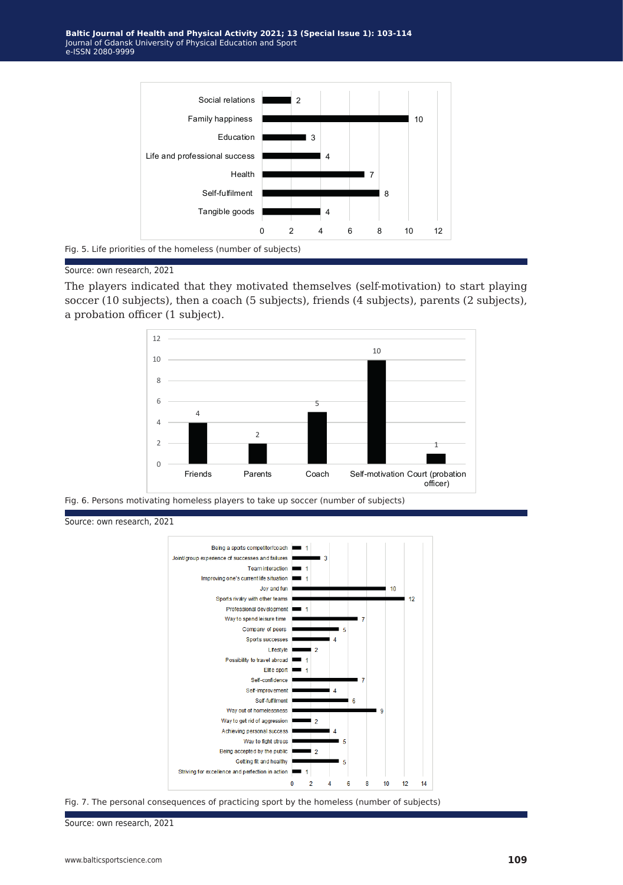| Life priority | Number of subjects |
|---|---|
| Social relations | 2 |
| Family happiness | 10 |
| Education | 3 |
| Life and professional success | 4 |
| Health | 7 |
| Self-fulfilment | 8 |
| Tangible goods | 4 |

Fig. 5. Life priorities of the homeless (number of subjects)

Source: own research, 2021

The players indicated that they motivated themselves (self-motivation) to start playing soccer (10 subjects), then a coach (5 subjects), friends (4 subjects), parents (2 subjects), a probation officer (1 subject).

| Person | Number of subjects |
|---|---|
| Friends | 4 |
| Parents | 2 |
| Coach | 5 |
| Self-motivation | 10 |
| Court (probation officer) | 1 |

Fig. 6. Persons motivating homeless players to take up soccer (number of subjects)

Source: own research, 2021

| Consequence | Number of subjects |
|---|---|
| Being a sports competitor/coach | 1 |
| Joint/group experience of successes and failures | 3 |
| Team interaction | 1 |
| Improving one's current life situation | 1 |
| Joy and fun | 10 |
| Sports rivalry with other teams | 12 |
| Professional development | 1 |
| Way to spend leisure time | 7 |
| Company of peers | 5 |
| Sports successes | 4 |
| Lifestyle | 2 |
| Possibility to travel abroad | 1 |
| Elite sport | 1 |
| Self-confidence | 7 |
| Self-improvement | 4 |
| Self-fulfilment | 6 |
| Way out of homelessness | 9 |
| Way to get rid of aggression | 2 |
| Achieving personal success | 4 |
| Way to fight stress | 5 |
| Being accepted by the public | 2 |
| Getting fit and healthy | 5 |
| Striving for excellence and perfection in action | 1 |

Fig. 7. The personal consequences of practicing sport by the homeless (number of subjects)

Source: own research, 2021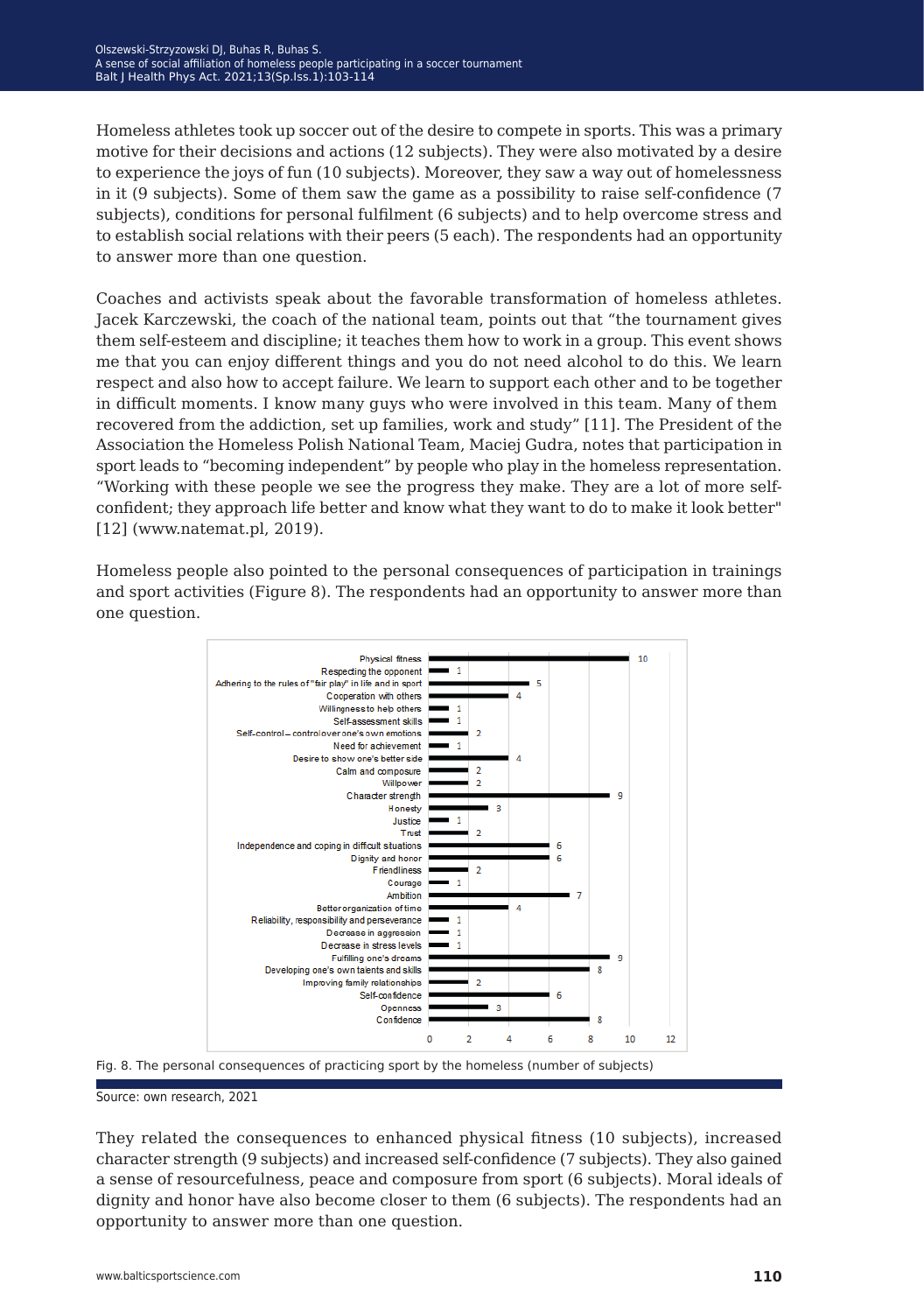Homeless athletes took up soccer out of the desire to compete in sports. This was a primary motive for their decisions and actions (12 subjects). They were also motivated by a desire to experience the joys of fun (10 subjects). Moreover, they saw a way out of homelessness in it (9 subjects). Some of them saw the game as a possibility to raise self-confidence (7 subjects), conditions for personal fulfilment (6 subjects) and to help overcome stress and to establish social relations with their peers (5 each). The respondents had an opportunity to answer more than one question.

Coaches and activists speak about the favorable transformation of homeless athletes. Jacek Karczewski, the coach of the national team, points out that "the tournament gives them self-esteem and discipline; it teaches them how to work in a group. This event shows me that you can enjoy different things and you do not need alcohol to do this. We learn respect and also how to accept failure. We learn to support each other and to be together in difficult moments. I know many guys who were involved in this team. Many of them recovered from the addiction, set up families, work and study" [11]. The President of the Association the Homeless Polish National Team, Maciej Gudra, notes that participation in sport leads to "becoming independent" by people who play in the homeless representation. "Working with these people we see the progress they make. They are a lot of more self-confident; they approach life better and know what they want to do to make it look better" [12] (www.natemat.pl, 2019).

Homeless people also pointed to the personal consequences of participation in trainings and sport activities (Figure 8). The respondents had an opportunity to answer more than one question.

| Consequence | Number of subjects |
|---|---|
| Physical fitness | 10 |
| Respecting the opponent | 1 |
| Adhering to the rules of "fair play" in life and in sport | 5 |
| Cooperation with others | 4 |
| Willingness to help others | 1 |
| Self-assessment skills | 1 |
| Self-control – control over one's own emotions | 2 |
| Need for achievement | 1 |
| Desire to show one's better side | 4 |
| Calm and composure | 2 |
| Willpower | 2 |
| Character strength | 9 |
| Honesty | 3 |
| Justice | 1 |
| Trust | 2 |
| Independence and coping in difficult situations | 6 |
| Dignity and honor | 6 |
| Friendliness | 2 |
| Courage | 1 |
| Ambition | 7 |
| Better organization of time | 4 |
| Reliability, responsibility and perseverance | 1 |
| Decrease in aggression | 1 |
| Decrease in stress levels | 1 |
| Fulfilling one's dreams | 9 |
| Developing one's own talents and skills | 8 |
| Improving family relationships | 2 |
| Self-confidence | 6 |
| Openness | 3 |
| Confidence | 8 |

Fig. 8. The personal consequences of practicing sport by the homeless (number of subjects)

Source: own research, 2021

They related the consequences to enhanced physical fitness (10 subjects), increased character strength (9 subjects) and increased self-confidence (7 subjects). They also gained a sense of resourcefulness, peace and composure from sport (6 subjects). Moral ideals of dignity and honor have also become closer to them (6 subjects). The respondents had an opportunity to answer more than one question.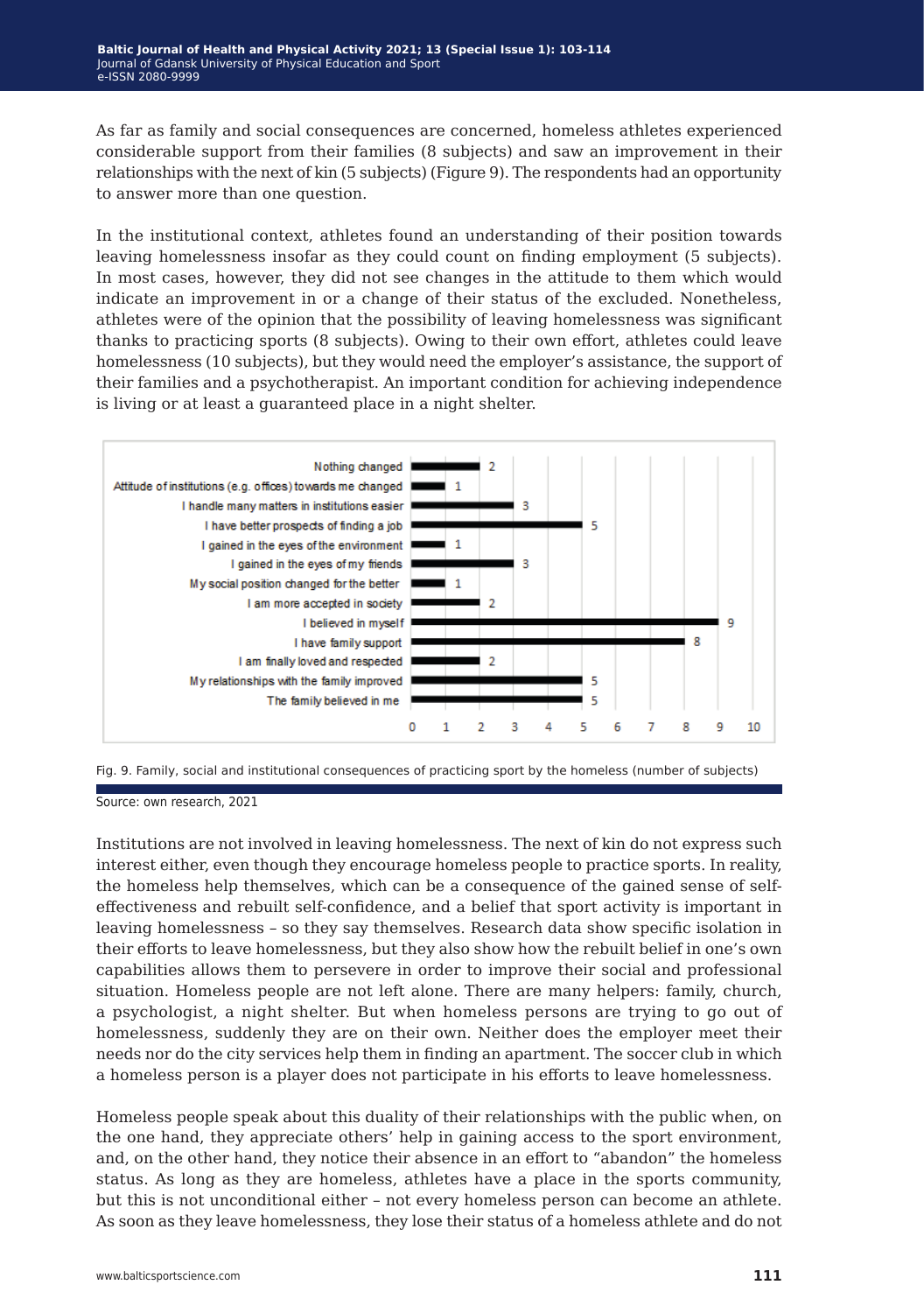As far as family and social consequences are concerned, homeless athletes experienced considerable support from their families (8 subjects) and saw an improvement in their relationships with the next of kin (5 subjects) (Figure 9). The respondents had an opportunity to answer more than one question.

In the institutional context, athletes found an understanding of their position towards leaving homelessness insofar as they could count on finding employment (5 subjects). In most cases, however, they did not see changes in the attitude to them which would indicate an improvement in or a change of their status of the excluded. Nonetheless, athletes were of the opinion that the possibility of leaving homelessness was significant thanks to practicing sports (8 subjects). Owing to their own effort, athletes could leave homelessness (10 subjects), but they would need the employer's assistance, the support of their families and a psychotherapist. An important condition for achieving independence is living or at least a guaranteed place in a night shelter.

| Consequence | Number of subjects |
| --- | --- |
| Nothing changed | 2 |
| Attitude of institutions (e.g. offices) towards me changed | 1 |
| I handle many matters in institutions easier | 3 |
| I have better prospects of finding a job | 5 |
| I gained in the eyes of the environment | 1 |
| I gained in the eyes of my friends | 3 |
| My social position changed for the better | 1 |
| I am more accepted in society | 2 |
| I believed in myself | 9 |
| I have family support | 8 |
| I am finally loved and respected | 2 |
| My relationships with the family improved | 5 |
| The family believed in me | 5 |

Fig. 9. Family, social and institutional consequences of practicing sport by the homeless (number of subjects)

Source: own research, 2021

Institutions are not involved in leaving homelessness. The next of kin do not express such interest either, even though they encourage homeless people to practice sports. In reality, the homeless help themselves, which can be a consequence of the gained sense of self-effectiveness and rebuilt self-confidence, and a belief that sport activity is important in leaving homelessness – so they say themselves. Research data show specific isolation in their efforts to leave homelessness, but they also show how the rebuilt belief in one's own capabilities allows them to persevere in order to improve their social and professional situation. Homeless people are not left alone. There are many helpers: family, church, a psychologist, a night shelter. But when homeless persons are trying to go out of homelessness, suddenly they are on their own. Neither does the employer meet their needs nor do the city services help them in finding an apartment. The soccer club in which a homeless person is a player does not participate in his efforts to leave homelessness.

Homeless people speak about this duality of their relationships with the public when, on the one hand, they appreciate others' help in gaining access to the sport environment, and, on the other hand, they notice their absence in an effort to "abandon" the homeless status. As long as they are homeless, athletes have a place in the sports community, but this is not unconditional either – not every homeless person can become an athlete. As soon as they leave homelessness, they lose their status of a homeless athlete and do not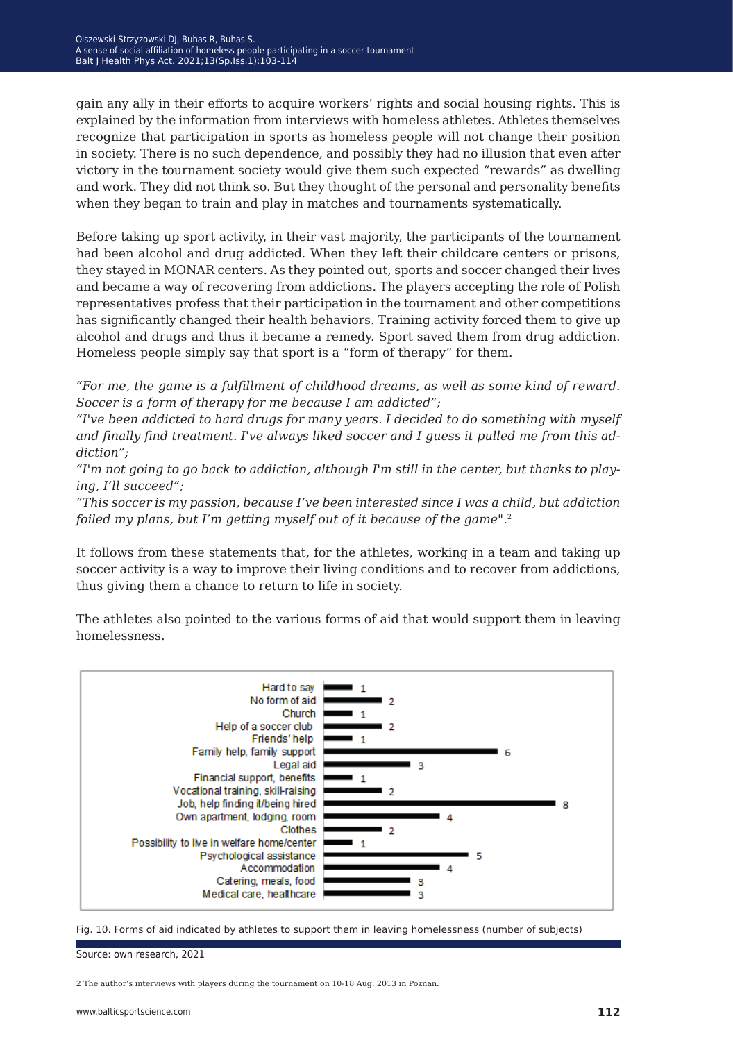gain any ally in their efforts to acquire workers' rights and social housing rights. This is explained by the information from interviews with homeless athletes. Athletes themselves recognize that participation in sports as homeless people will not change their position in society. There is no such dependence, and possibly they had no illusion that even after victory in the tournament society would give them such expected "rewards" as dwelling and work. They did not think so. But they thought of the personal and personality benefits when they began to train and play in matches and tournaments systematically.

Before taking up sport activity, in their vast majority, the participants of the tournament had been alcohol and drug addicted. When they left their childcare centers or prisons, they stayed in MONAR centers. As they pointed out, sports and soccer changed their lives and became a way of recovering from addictions. The players accepting the role of Polish representatives profess that their participation in the tournament and other competitions has significantly changed their health behaviors. Training activity forced them to give up alcohol and drugs and thus it became a remedy. Sport saved them from drug addiction. Homeless people simply say that sport is a "form of therapy" for them.

*"For me, the game is a fulfillment of childhood dreams, as well as some kind of reward. Soccer is a form of therapy for me because I am addicted";*
*"I've been addicted to hard drugs for many years. I decided to do something with myself and finally find treatment. I've always liked soccer and I guess it pulled me from this addiction";*
*"I'm not going to go back to addiction, although I'm still in the center, but thanks to playing, I'll succeed";*
*"This soccer is my passion, because I've been interested since I was a child, but addiction foiled my plans, but I'm getting myself out of it because of the game".*[2]

It follows from these statements that, for the athletes, working in a team and taking up soccer activity is a way to improve their living conditions and to recover from addictions, thus giving them a chance to return to life in society.

The athletes also pointed to the various forms of aid that would support them in leaving homelessness.

| Form of aid | Number of subjects |
|---|---|
| Hard to say | 1 |
| No form of aid | 2 |
| Church | 1 |
| Help of a soccer club | 2 |
| Friends' help | 1 |
| Family help, family support | 6 |
| Legal aid | 3 |
| Financial support, benefits | 1 |
| Vocational training, skill-raising | 2 |
| Job, help finding it/being hired | 8 |
| Own apartment, lodging, room | 4 |
| Clothes | 2 |
| Possibility to live in welfare home/center | 1 |
| Psychological assistance | 5 |
| Accommodation | 4 |
| Catering, meals, food | 3 |
| Medical care, healthcare | 3 |

Fig. 10. Forms of aid indicated by athletes to support them in leaving homelessness (number of subjects)

Source: own research, 2021

[2] The author's interviews with players during the tournament on 10-18 Aug. 2013 in Poznan.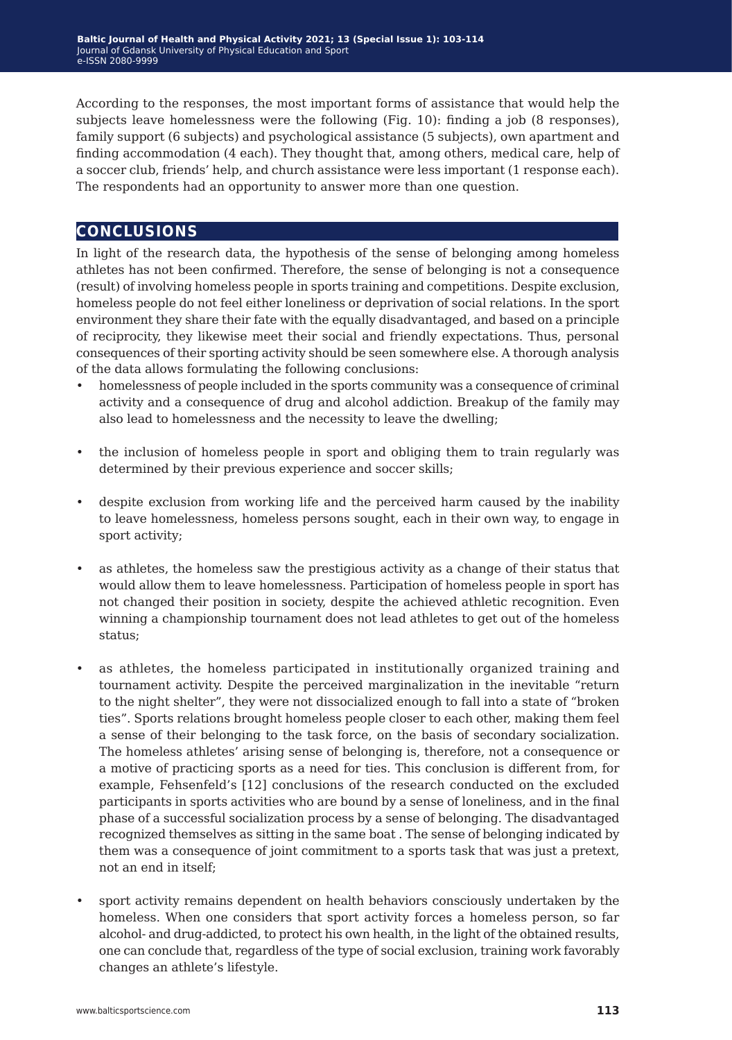According to the responses, the most important forms of assistance that would help the subjects leave homelessness were the following (Fig. 10): finding a job (8 responses), family support (6 subjects) and psychological assistance (5 subjects), own apartment and finding accommodation (4 each). They thought that, among others, medical care, help of a soccer club, friends' help, and church assistance were less important (1 response each). The respondents had an opportunity to answer more than one question.

## CONCLUSIONS

In light of the research data, the hypothesis of the sense of belonging among homeless athletes has not been confirmed. Therefore, the sense of belonging is not a consequence (result) of involving homeless people in sports training and competitions. Despite exclusion, homeless people do not feel either loneliness or deprivation of social relations. In the sport environment they share their fate with the equally disadvantaged, and based on a principle of reciprocity, they likewise meet their social and friendly expectations. Thus, personal consequences of their sporting activity should be seen somewhere else. A thorough analysis of the data allows formulating the following conclusions:

- homelessness of people included in the sports community was a consequence of criminal activity and a consequence of drug and alcohol addiction. Breakup of the family may also lead to homelessness and the necessity to leave the dwelling;
- the inclusion of homeless people in sport and obliging them to train regularly was determined by their previous experience and soccer skills;
- despite exclusion from working life and the perceived harm caused by the inability to leave homelessness, homeless persons sought, each in their own way, to engage in sport activity;
- as athletes, the homeless saw the prestigious activity as a change of their status that would allow them to leave homelessness. Participation of homeless people in sport has not changed their position in society, despite the achieved athletic recognition. Even winning a championship tournament does not lead athletes to get out of the homeless status;
- as athletes, the homeless participated in institutionally organized training and tournament activity. Despite the perceived marginalization in the inevitable "return to the night shelter", they were not dissocialized enough to fall into a state of "broken ties". Sports relations brought homeless people closer to each other, making them feel a sense of their belonging to the task force, on the basis of secondary socialization. The homeless athletes' arising sense of belonging is, therefore, not a consequence or a motive of practicing sports as a need for ties. This conclusion is different from, for example, Fehsenfeld's [12] conclusions of the research conducted on the excluded participants in sports activities who are bound by a sense of loneliness, and in the final phase of a successful socialization process by a sense of belonging. The disadvantaged recognized themselves as sitting in the same boat . The sense of belonging indicated by them was a consequence of joint commitment to a sports task that was just a pretext, not an end in itself;
- sport activity remains dependent on health behaviors consciously undertaken by the homeless. When one considers that sport activity forces a homeless person, so far alcohol- and drug-addicted, to protect his own health, in the light of the obtained results, one can conclude that, regardless of the type of social exclusion, training work favorably changes an athlete's lifestyle.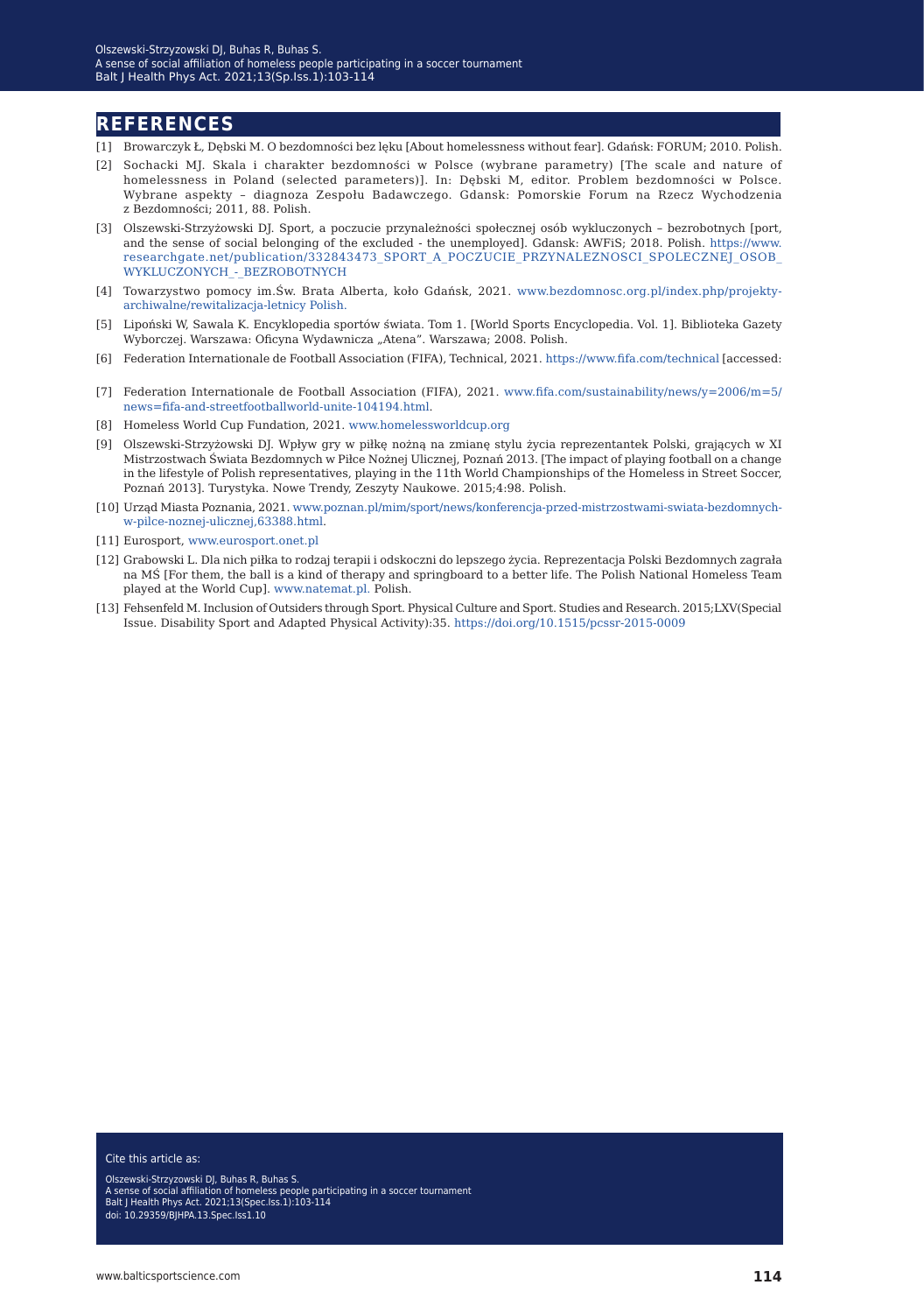# REFERENCES

[1] Browarczyk Ł, Dębski M. O bezdomności bez lęku [About homelessness without fear]. Gdańsk: FORUM; 2010. Polish.

[2] Sochacki MJ. Skala i charakter bezdomności w Polsce (wybrane parametry) [The scale and nature of homelessness in Poland (selected parameters)]. In: Dębski M, editor. Problem bezdomności w Polsce. Wybrane aspekty – diagnoza Zespołu Badawczego. Gdansk: Pomorskie Forum na Rzecz Wychodzenia z Bezdomności; 2011, 88. Polish.

[3] Olszewski-Strzyżowski DJ. Sport, a poczucie przynależności społecznej osób wykluczonych – bezrobotnych [port, and the sense of social belonging of the excluded - the unemployed]. Gdansk: AWFiS; 2018. Polish. https://www.researchgate.net/publication/332843473_SPORT_A_POCZUCIE_PRZYNALEZNOSCI_SPOLECZNEJ_OSOB_WYKLUCZONYCH_-_BEZROBOTNYCH

[4] Towarzystwo pomocy im.Św. Brata Alberta, koło Gdańsk, 2021. www.bezdomnosc.org.pl/index.php/projekty-archiwalne/rewitalizacja-letnicy Polish.

[5] Lipoński W, Sawala K. Encyklopedia sportów świata. Tom 1. [World Sports Encyclopedia. Vol. 1]. Biblioteka Gazety Wyborczej. Warszawa: Oficyna Wydawnicza „Atena". Warszawa; 2008. Polish.

[6] Federation Internationale de Football Association (FIFA), Technical, 2021. https://www.fifa.com/technical [accessed:

[7] Federation Internationale de Football Association (FIFA), 2021. www.fifa.com/sustainability/news/y=2006/m=5/news=fifa-and-streetfootballworld-unite-104194.html.

[8] Homeless World Cup Fundation, 2021. www.homelessworldcup.org

[9] Olszewski-Strzyżowski DJ. Wpływ gry w piłkę nożną na zmianę stylu życia reprezentantek Polski, grających w XI Mistrzostwach Świata Bezdomnych w Piłce Nożnej Ulicznej, Poznań 2013. [The impact of playing football on a change in the lifestyle of Polish representatives, playing in the 11th World Championships of the Homeless in Street Soccer, Poznań 2013]. Turystyka. Nowe Trendy, Zeszyty Naukowe. 2015;4:98. Polish.

[10] Urząd Miasta Poznania, 2021. www.poznan.pl/mim/sport/news/konferencja-przed-mistrzostwami-swiata-bezdomnych-w-pilce-noznej-ulicznej,63388.html.

[11] Eurosport, www.eurosport.onet.pl

[12] Grabowski L. Dla nich piłka to rodzaj terapii i odskoczni do lepszego życia. Reprezentacja Polski Bezdomnych zagrała na MŚ [For them, the ball is a kind of therapy and springboard to a better life. The Polish National Homeless Team played at the World Cup]. www.natemat.pl. Polish.

[13] Fehsenfeld M. Inclusion of Outsiders through Sport. Physical Culture and Sport. Studies and Research. 2015;LXV(Special Issue. Disability Sport and Adapted Physical Activity):35. https://doi.org/10.1515/pcssr-2015-0009

Cite this article as:

Olszewski-Strzyzowski DJ, Buhas R, Buhas S.
A sense of social affiliation of homeless people participating in a soccer tournament
Balt J Health Phys Act. 2021;13(Spec.Iss.1):103-114
doi: 10.29359/BJHPA.13.Spec.Iss1.10